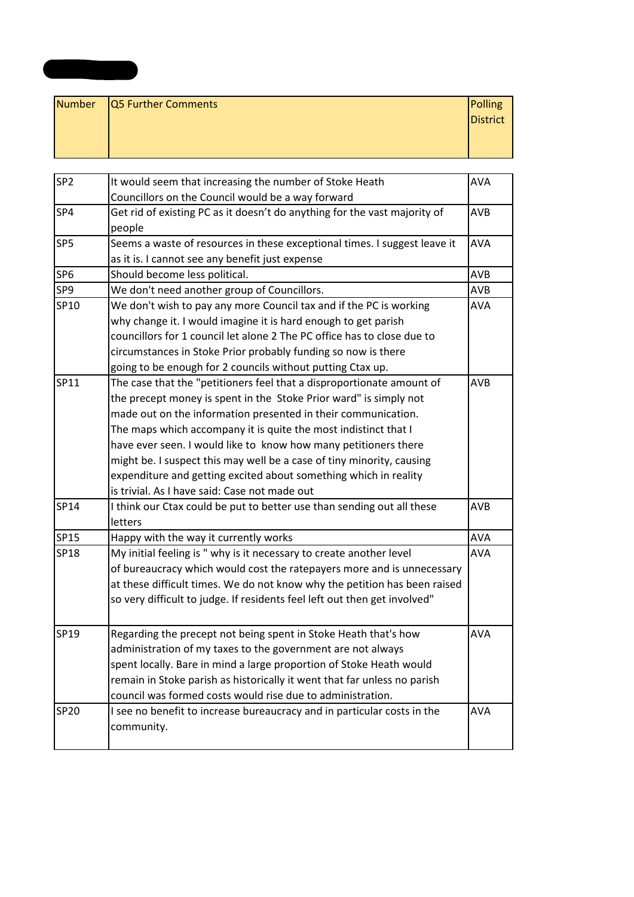| Number | Q5 Further Comments | Polling District |
|---|---|---|
| SP2 | It would seem that increasing the number of Stoke Heath Councillors on the Council would be a way forward | AVA |
| SP4 | Get rid of existing PC as it doesn't do anything for the vast majority of people | AVB |
| SP5 | Seems a waste of resources in these exceptional times. I suggest leave it as it is. I cannot see any benefit just expense | AVA |
| SP6 | Should become less political. | AVB |
| SP9 | We don't need another group of Councillors. | AVB |
| SP10 | We don't wish to pay any more Council tax and if the PC is working why change it. I would imagine it is hard enough to get parish councillors for 1 council let alone 2 The PC office has to close due to circumstances in Stoke Prior probably funding so now is there going to be enough for 2 councils without putting Ctax up. | AVA |
| SP11 | The case that the "petitioners feel that a disproportionate amount of the precept money is spent in the Stoke Prior ward" is simply not made out on the information presented in their communication. The maps which accompany it is quite the most indistinct that I have ever seen. I would like to know how many petitioners there might be. I suspect this may well be a case of tiny minority, causing expenditure and getting excited about something which in reality is trivial. As I have said: Case not made out | AVB |
| SP14 | I think our Ctax could be put to better use than sending out all these letters | AVB |
| SP15 | Happy with the way it currently works | AVA |
| SP18 | My initial feeling is " why is it necessary to create another level of bureaucracy which would cost the ratepayers more and is unnecessary at these difficult times. We do not know why the petition has been raised so very difficult to judge. If residents feel left out then get involved" | AVA |
| SP19 | Regarding the precept not being spent in Stoke Heath that's how administration of my taxes to the government are not always spent locally. Bare in mind a large proportion of Stoke Heath would remain in Stoke parish as historically it went that far unless no parish council was formed costs would rise due to administration. | AVA |
| SP20 | I see no benefit to increase bureaucracy and in particular costs in the community. | AVA |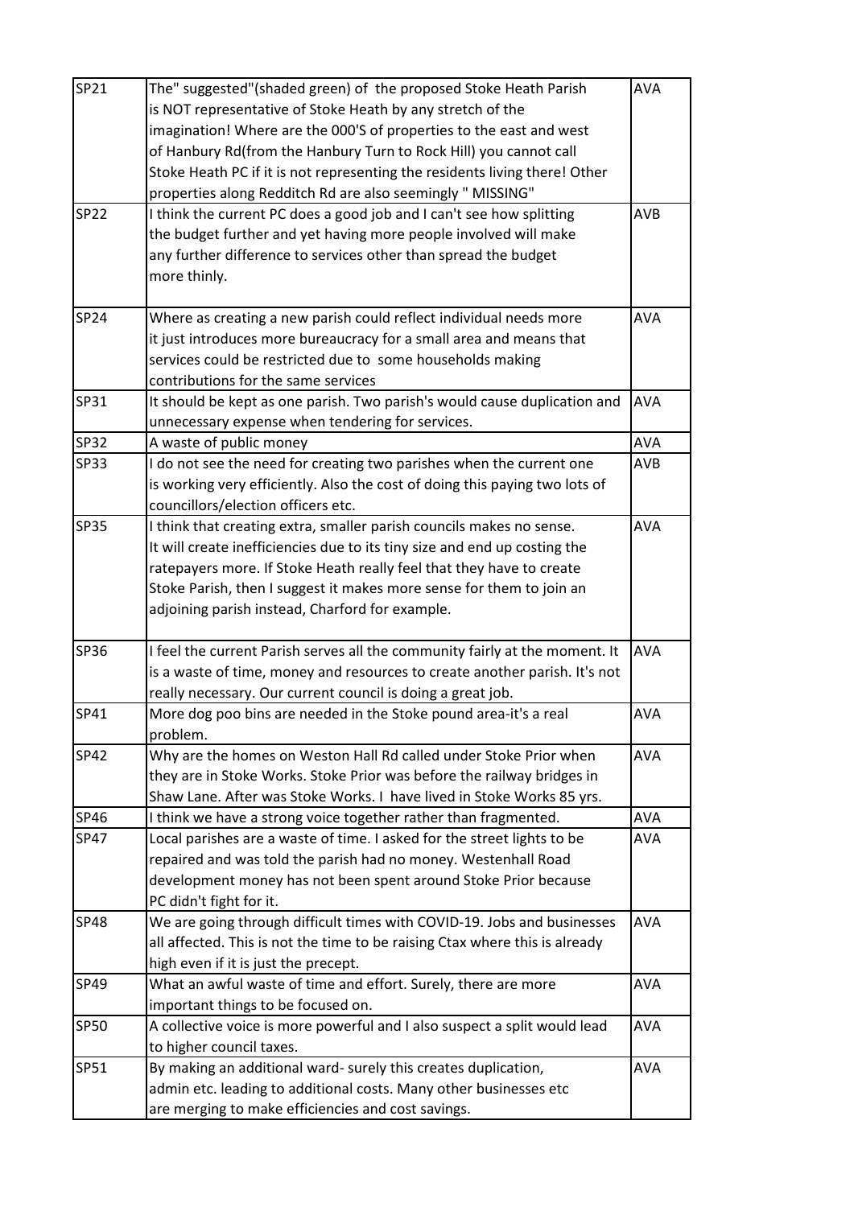| | | |
|---|---|---|
| SP21 | The" suggested"(shaded green) of the proposed Stoke Heath Parish is NOT representative of Stoke Heath by any stretch of the imagination! Where are the 000'S of properties to the east and west of Hanbury Rd(from the Hanbury Turn to Rock Hill) you cannot call Stoke Heath PC if it is not representing the residents living there! Other properties along Redditch Rd are also seemingly " MISSING" | AVA |
| SP22 | I think the current PC does a good job and I can't see how splitting the budget further and yet having more people involved will make any further difference to services other than spread the budget more thinly. | AVB |
| SP24 | Where as creating a new parish could reflect individual needs more it just introduces more bureaucracy for a small area and means that services could be restricted due to some households making contributions for the same services | AVA |
| SP31 | It should be kept as one parish. Two parish's would cause duplication and unnecessary expense when tendering for services. | AVA |
| SP32 | A waste of public money | AVA |
| SP33 | I do not see the need for creating two parishes when the current one is working very efficiently. Also the cost of doing this paying two lots of councillors/election officers etc. | AVB |
| SP35 | I think that creating extra, smaller parish councils makes no sense. It will create inefficiencies due to its tiny size and end up costing the ratepayers more. If Stoke Heath really feel that they have to create Stoke Parish, then I suggest it makes more sense for them to join an adjoining parish instead, Charford for example. | AVA |
| SP36 | I feel the current Parish serves all the community fairly at the moment. It is a waste of time, money and resources to create another parish. It's not really necessary. Our current council is doing a great job. | AVA |
| SP41 | More dog poo bins are needed in the Stoke pound area-it's a real problem. | AVA |
| SP42 | Why are the homes on Weston Hall Rd called under Stoke Prior when they are in Stoke Works. Stoke Prior was before the railway bridges in Shaw Lane. After was Stoke Works. I have lived in Stoke Works 85 yrs. | AVA |
| SP46 | I think we have a strong voice together rather than fragmented. | AVA |
| SP47 | Local parishes are a waste of time. I asked for the street lights to be repaired and was told the parish had no money. Westenhall Road development money has not been spent around Stoke Prior because PC didn't fight for it. | AVA |
| SP48 | We are going through difficult times with COVID-19. Jobs and businesses all affected. This is not the time to be raising Ctax where this is already high even if it is just the precept. | AVA |
| SP49 | What an awful waste of time and effort. Surely, there are more important things to be focused on. | AVA |
| SP50 | A collective voice is more powerful and I also suspect a split would lead to higher council taxes. | AVA |
| SP51 | By making an additional ward- surely this creates duplication, admin etc. leading to additional costs. Many other businesses etc are merging to make efficiencies and cost savings. | AVA |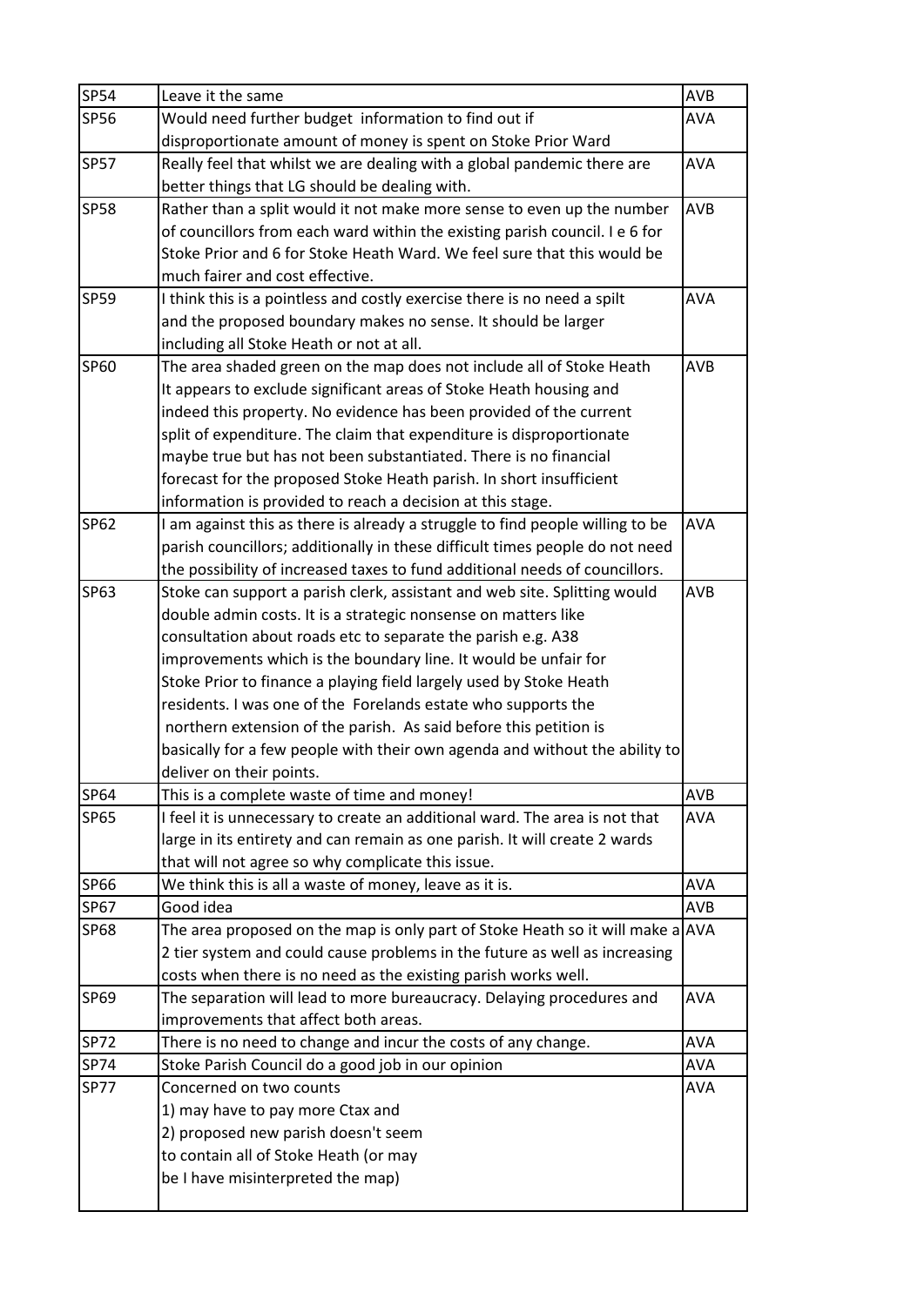| SP54 | Leave it the same | AVB |
|---|---|---|
| SP56 | Would need further budget information to find out if disproportionate amount of money is spent on Stoke Prior Ward | AVA |
| SP57 | Really feel that whilst we are dealing with a global pandemic there are better things that LG should be dealing with. | AVA |
| SP58 | Rather than a split would it not make more sense to even up the number of councillors from each ward within the existing parish council. I e 6 for Stoke Prior and 6 for Stoke Heath Ward. We feel sure that this would be much fairer and cost effective. | AVB |
| SP59 | I think this is a pointless and costly exercise there is no need a spilt and the proposed boundary makes no sense. It should be larger including all Stoke Heath or not at all. | AVA |
| SP60 | The area shaded green on the map does not include all of Stoke Heath It appears to exclude significant areas of Stoke Heath housing and indeed this property. No evidence has been provided of the current split of expenditure. The claim that expenditure is disproportionate maybe true but has not been substantiated. There is no financial forecast for the proposed Stoke Heath parish. In short insufficient information is provided to reach a decision at this stage. | AVB |
| SP62 | I am against this as there is already a struggle to find people willing to be parish councillors; additionally in these difficult times people do not need the possibility of increased taxes to fund additional needs of councillors. | AVA |
| SP63 | Stoke can support a parish clerk, assistant and web site. Splitting would double admin costs. It is a strategic nonsense on matters like consultation about roads etc to separate the parish e.g. A38 improvements which is the boundary line. It would be unfair for Stoke Prior to finance a playing field largely used by Stoke Heath residents. I was one of the Forelands estate who supports the northern extension of the parish. As said before this petition is basically for a few people with their own agenda and without the ability to deliver on their points. | AVB |
| SP64 | This is a complete waste of time and money! | AVB |
| SP65 | I feel it is unnecessary to create an additional ward. The area is not that large in its entirety and can remain as one parish. It will create 2 wards that will not agree so why complicate this issue. | AVA |
| SP66 | We think this is all a waste of money, leave as it is. | AVA |
| SP67 | Good idea | AVB |
| SP68 | The area proposed on the map is only part of Stoke Heath so it will make a 2 tier system and could cause problems in the future as well as increasing costs when there is no need as the existing parish works well. | AVA |
| SP69 | The separation will lead to more bureaucracy. Delaying procedures and improvements that affect both areas. | AVA |
| SP72 | There is no need to change and incur the costs of any change. | AVA |
| SP74 | Stoke Parish Council do a good job in our opinion | AVA |
| SP77 | Concerned on two counts<br>1) may have to pay more Ctax and<br>2) proposed new parish doesn't seem to contain all of Stoke Heath (or may be I have misinterpreted the map) | AVA |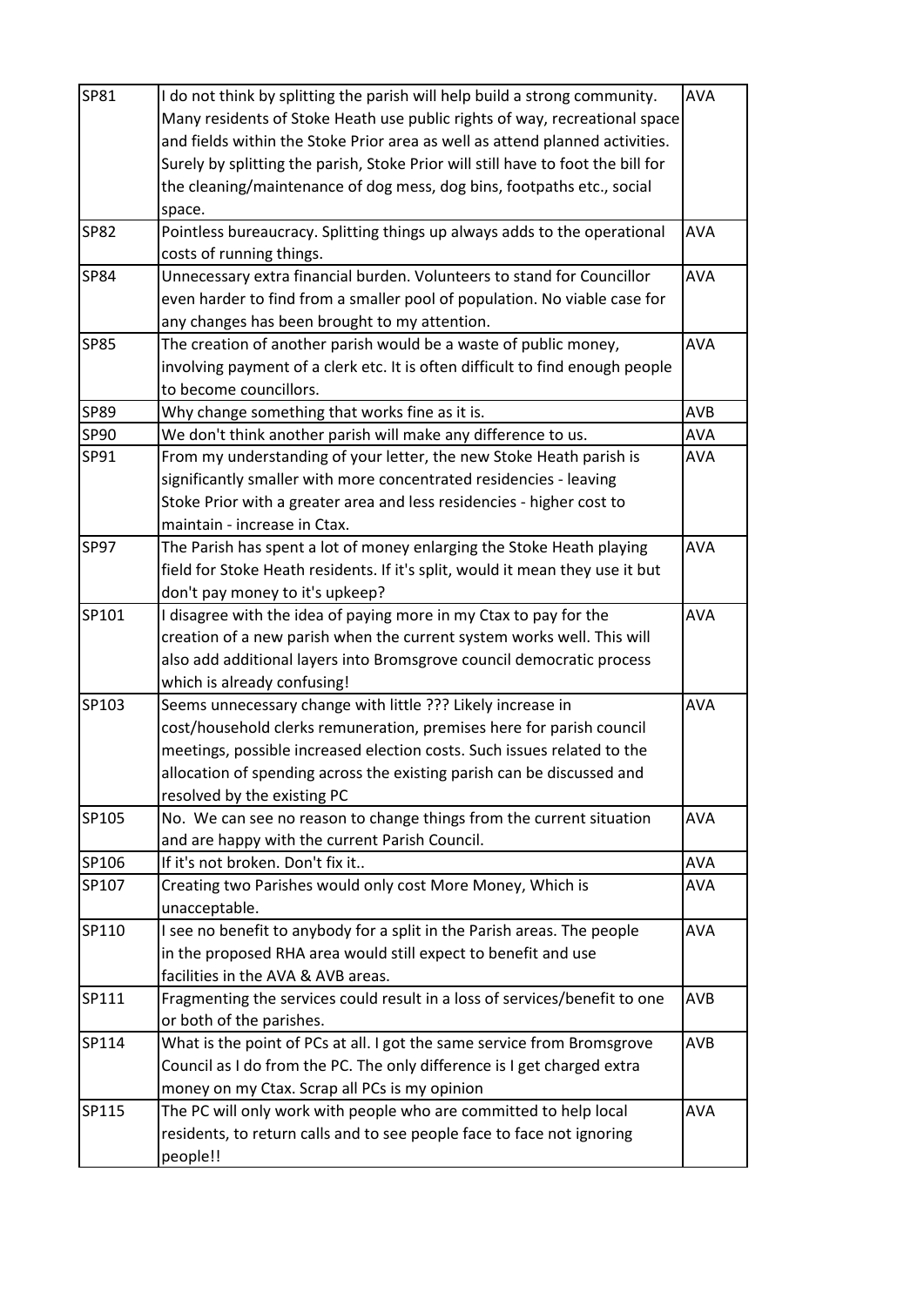| SP81 | I do not think by splitting the parish will help build a strong community. Many residents of Stoke Heath use public rights of way, recreational space and fields within the Stoke Prior area as well as attend planned activities. Surely by splitting the parish, Stoke Prior will still have to foot the bill for the cleaning/maintenance of dog mess, dog bins, footpaths etc., social space. | AVA |
|---|---|---|
| SP82 | Pointless bureaucracy. Splitting things up always adds to the operational costs of running things. | AVA |
| SP84 | Unnecessary extra financial burden. Volunteers to stand for Councillor even harder to find from a smaller pool of population. No viable case for any changes has been brought to my attention. | AVA |
| SP85 | The creation of another parish would be a waste of public money, involving payment of a clerk etc. It is often difficult to find enough people to become councillors. | AVA |
| SP89 | Why change something that works fine as it is. | AVB |
| SP90 | We don't think another parish will make any difference to us. | AVA |
| SP91 | From my understanding of your letter, the new Stoke Heath parish is significantly smaller with more concentrated residencies - leaving Stoke Prior with a greater area and less residencies - higher cost to maintain - increase in Ctax. | AVA |
| SP97 | The Parish has spent a lot of money enlarging the Stoke Heath playing field for Stoke Heath residents. If it's split, would it mean they use it but don't pay money to it's upkeep? | AVA |
| SP101 | I disagree with the idea of paying more in my Ctax to pay for the creation of a new parish when the current system works well. This will also add additional layers into Bromsgrove council democratic process which is already confusing! | AVA |
| SP103 | Seems unnecessary change with little ??? Likely increase in cost/household clerks remuneration, premises here for parish council meetings, possible increased election costs. Such issues related to the allocation of spending across the existing parish can be discussed and resolved by the existing PC | AVA |
| SP105 | No. We can see no reason to change things from the current situation and are happy with the current Parish Council. | AVA |
| SP106 | If it's not broken. Don't fix it.. | AVA |
| SP107 | Creating two Parishes would only cost More Money, Which is unacceptable. | AVA |
| SP110 | I see no benefit to anybody for a split in the Parish areas. The people in the proposed RHA area would still expect to benefit and use facilities in the AVA & AVB areas. | AVA |
| SP111 | Fragmenting the services could result in a loss of services/benefit to one or both of the parishes. | AVB |
| SP114 | What is the point of PCs at all. I got the same service from Bromsgrove Council as I do from the PC. The only difference is I get charged extra money on my Ctax. Scrap all PCs is my opinion | AVB |
| SP115 | The PC will only work with people who are committed to help local residents, to return calls and to see people face to face not ignoring people!! | AVA |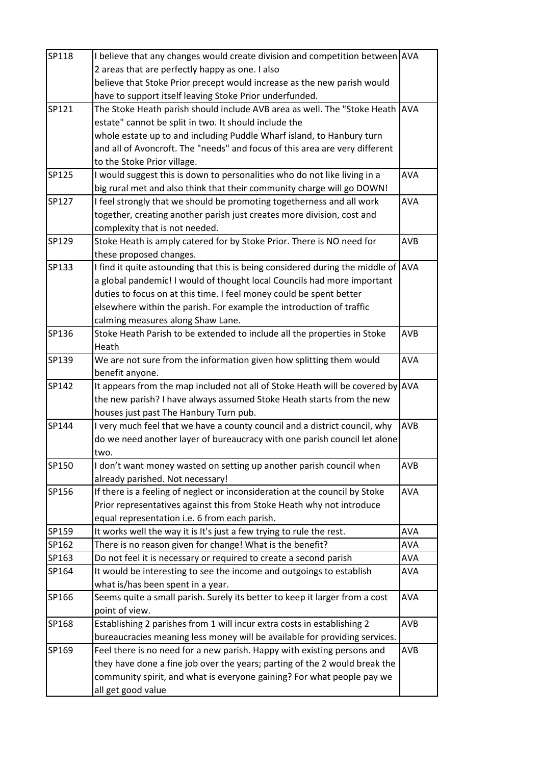| SP118 | I believe that any changes would create division and competition between 2 areas that are perfectly happy as one. I also believe that Stoke Prior precept would increase as the new parish would have to support itself leaving Stoke Prior underfunded. | AVA |
|---|---|---|
| SP121 | The Stoke Heath parish should include AVB area as well. The "Stoke Heath estate" cannot be split in two. It should include the whole estate up to and including Puddle Wharf island, to Hanbury turn and all of Avoncroft. The "needs" and focus of this area are very different to the Stoke Prior village. | AVA |
| SP125 | I would suggest this is down to personalities who do not like living in a big rural met and also think that their community charge will go DOWN! | AVA |
| SP127 | I feel strongly that we should be promoting togetherness and all work together, creating another parish just creates more division, cost and complexity that is not needed. | AVA |
| SP129 | Stoke Heath is amply catered for by Stoke Prior. There is NO need for these proposed changes. | AVB |
| SP133 | I find it quite astounding that this is being considered during the middle of a global pandemic! I would of thought local Councils had more important duties to focus on at this time. I feel money could be spent better elsewhere within the parish. For example the introduction of traffic calming measures along Shaw Lane. | AVA |
| SP136 | Stoke Heath Parish to be extended to include all the properties in Stoke Heath | AVB |
| SP139 | We are not sure from the information given how splitting them would benefit anyone. | AVA |
| SP142 | It appears from the map included not all of Stoke Heath will be covered by the new parish? I have always assumed Stoke Heath starts from the new houses just past The Hanbury Turn pub. | AVA |
| SP144 | I very much feel that we have a county council and a district council, why do we need another layer of bureaucracy with one parish council let alone two. | AVB |
| SP150 | I don't want money wasted on setting up another parish council when already parished. Not necessary! | AVB |
| SP156 | If there is a feeling of neglect or inconsideration at the council by Stoke Prior representatives against this from Stoke Heath why not introduce equal representation i.e. 6 from each parish. | AVA |
| SP159 | It works well the way it is It's just a few trying to rule the rest. | AVA |
| SP162 | There is no reason given for change! What is the benefit? | AVA |
| SP163 | Do not feel it is necessary or required to create a second parish | AVA |
| SP164 | It would be interesting to see the income and outgoings to establish what is/has been spent in a year. | AVA |
| SP166 | Seems quite a small parish. Surely its better to keep it larger from a cost point of view. | AVA |
| SP168 | Establishing 2 parishes from 1 will incur extra costs in establishing 2 bureaucracies meaning less money will be available for providing services. | AVB |
| SP169 | Feel there is no need for a new parish. Happy with existing persons and they have done a fine job over the years; parting of the 2 would break the community spirit, and what is everyone gaining? For what people pay we all get good value | AVB |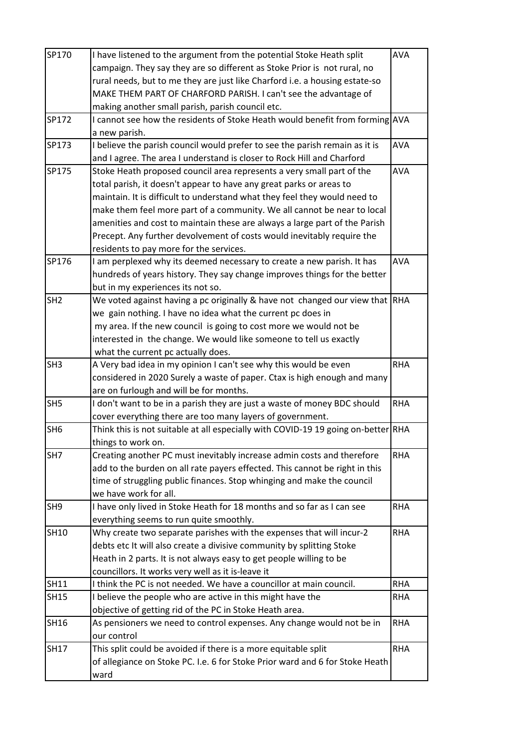| | | |
|---|---|---|
| SP170 | I have listened to the argument from the potential Stoke Heath split campaign. They say they are so different as Stoke Prior is not rural, no rural needs, but to me they are just like Charford i.e. a housing estate-so MAKE THEM PART OF CHARFORD PARISH. I can't see the advantage of making another small parish, parish council etc. | AVA |
| SP172 | I cannot see how the residents of Stoke Heath would benefit from forming a new parish. | AVA |
| SP173 | I believe the parish council would prefer to see the parish remain as it is and I agree. The area I understand is closer to Rock Hill and Charford | AVA |
| SP175 | Stoke Heath proposed council area represents a very small part of the total parish, it doesn't appear to have any great parks or areas to maintain. It is difficult to understand what they feel they would need to make them feel more part of a community. We all cannot be near to local amenities and cost to maintain these are always a large part of the Parish Precept. Any further devolvement of costs would inevitably require the residents to pay more for the services. | AVA |
| SP176 | I am perplexed why its deemed necessary to create a new parish. It has hundreds of years history. They say change improves things for the better but in my experiences its not so. | AVA |
| SH2 | We voted against having a pc originally & have not changed our view that we gain nothing. I have no idea what the current pc does in my area. If the new council is going to cost more we would not be interested in the change. We would like someone to tell us exactly what the current pc actually does. | RHA |
| SH3 | A Very bad idea in my opinion I can't see why this would be even considered in 2020 Surely a waste of paper. Ctax is high enough and many are on furlough and will be for months. | RHA |
| SH5 | I don't want to be in a parish they are just a waste of money BDC should cover everything there are too many layers of government. | RHA |
| SH6 | Think this is not suitable at all especially with COVID-19 19 going on-better things to work on. | RHA |
| SH7 | Creating another PC must inevitably increase admin costs and therefore add to the burden on all rate payers effected. This cannot be right in this time of struggling public finances. Stop whinging and make the council we have work for all. | RHA |
| SH9 | I have only lived in Stoke Heath for 18 months and so far as I can see everything seems to run quite smoothly. | RHA |
| SH10 | Why create two separate parishes with the expenses that will incur-2 debts etc It will also create a divisive community by splitting Stoke Heath in 2 parts. It is not always easy to get people willing to be councillors. It works very well as it is-leave it | RHA |
| SH11 | I think the PC is not needed. We have a councillor at main council. | RHA |
| SH15 | I believe the people who are active in this might have the objective of getting rid of the PC in Stoke Heath area. | RHA |
| SH16 | As pensioners we need to control expenses. Any change would not be in our control | RHA |
| SH17 | This split could be avoided if there is a more equitable split of allegiance on Stoke PC. I.e. 6 for Stoke Prior ward and 6 for Stoke Heath ward | RHA |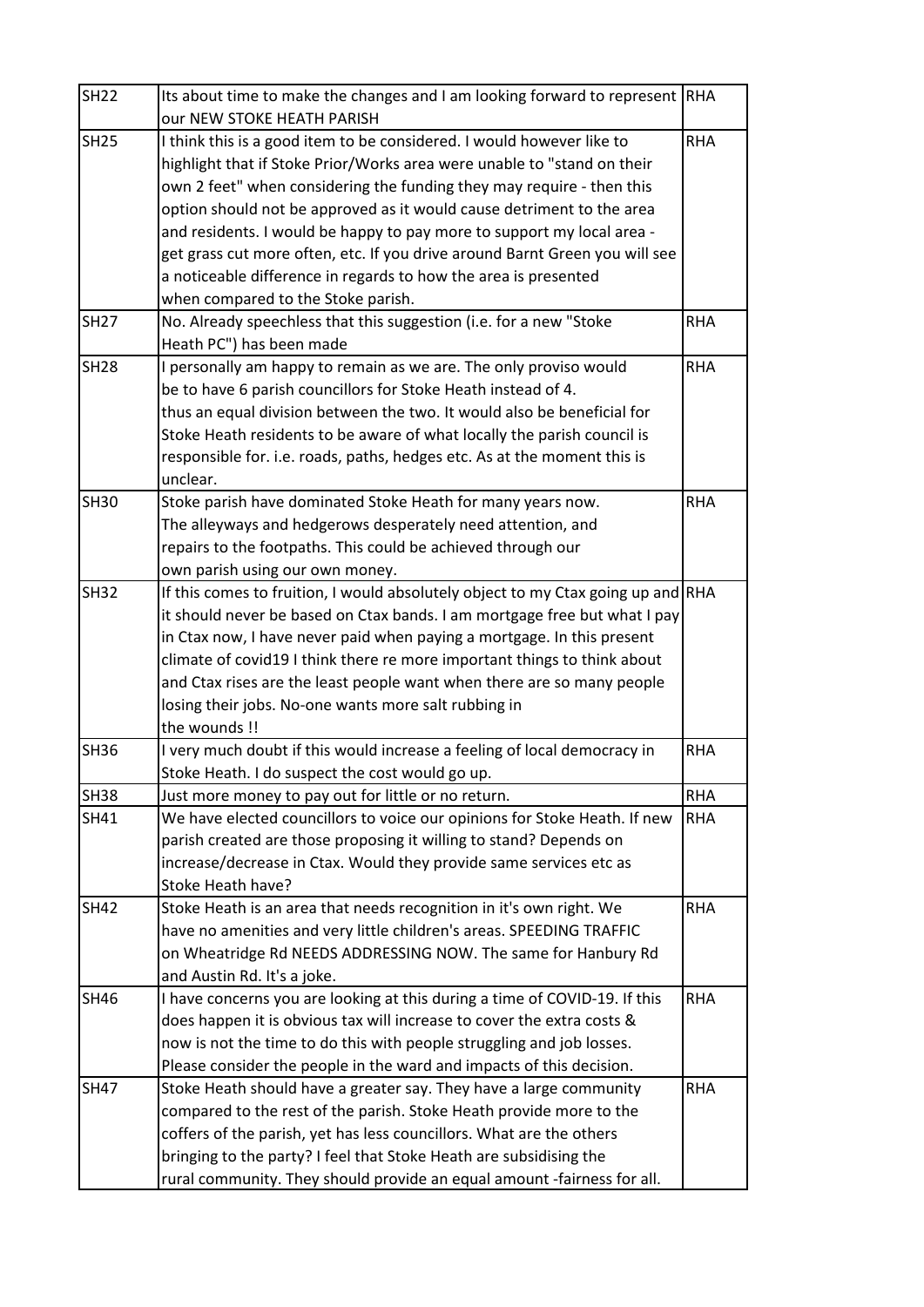| | | |
|---|---|---|
| SH22 | Its about time to make the changes and I am looking forward to represent our NEW STOKE HEATH PARISH | RHA |
| SH25 | I think this is a good item to be considered. I would however like to highlight that if Stoke Prior/Works area were unable to "stand on their own 2 feet" when considering the funding they may require - then this option should not be approved as it would cause detriment to the area and residents. I would be happy to pay more to support my local area - get grass cut more often, etc. If you drive around Barnt Green you will see a noticeable difference in regards to how the area is presented when compared to the Stoke parish. | RHA |
| SH27 | No. Already speechless that this suggestion (i.e. for a new "Stoke Heath PC") has been made | RHA |
| SH28 | I personally am happy to remain as we are. The only proviso would be to have 6 parish councillors for Stoke Heath instead of 4. thus an equal division between the two. It would also be beneficial for Stoke Heath residents to be aware of what locally the parish council is responsible for. i.e. roads, paths, hedges etc. As at the moment this is unclear. | RHA |
| SH30 | Stoke parish have dominated Stoke Heath for many years now. The alleyways and hedgerows desperately need attention, and repairs to the footpaths. This could be achieved through our own parish using our own money. | RHA |
| SH32 | If this comes to fruition, I would absolutely object to my Ctax going up and it should never be based on Ctax bands. I am mortgage free but what I pay in Ctax now, I have never paid when paying a mortgage. In this present climate of covid19 I think there re more important things to think about and Ctax rises are the least people want when there are so many people losing their jobs. No-one wants more salt rubbing in the wounds !! | RHA |
| SH36 | I very much doubt if this would increase a feeling of local democracy in Stoke Heath. I do suspect the cost would go up. | RHA |
| SH38 | Just more money to pay out for little or no return. | RHA |
| SH41 | We have elected councillors to voice our opinions for Stoke Heath. If new parish created are those proposing it willing to stand? Depends on increase/decrease in Ctax. Would they provide same services etc as Stoke Heath have? | RHA |
| SH42 | Stoke Heath is an area that needs recognition in it's own right. We have no amenities and very little children's areas. SPEEDING TRAFFIC on Wheatridge Rd NEEDS ADDRESSING NOW. The same for Hanbury Rd and Austin Rd. It's a joke. | RHA |
| SH46 | I have concerns you are looking at this during a time of COVID-19. If this does happen it is obvious tax will increase to cover the extra costs & now is not the time to do this with people struggling and job losses. Please consider the people in the ward and impacts of this decision. | RHA |
| SH47 | Stoke Heath should have a greater say. They have a large community compared to the rest of the parish. Stoke Heath provide more to the coffers of the parish, yet has less councillors. What are the others bringing to the party? I feel that Stoke Heath are subsidising the rural community. They should provide an equal amount -fairness for all. | RHA |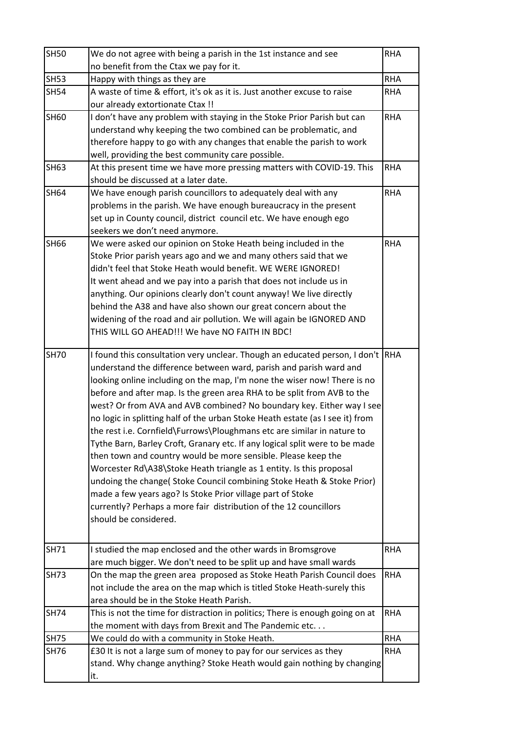| SH50 | We do not agree with being a parish in the 1st instance and see no benefit from the Ctax we pay for it. | RHA |
|---|---|---|
| SH53 | Happy with things as they are | RHA |
| SH54 | A waste of time & effort, it's ok as it is. Just another excuse to raise our already extortionate Ctax !! | RHA |
| SH60 | I don't have any problem with staying in the Stoke Prior Parish but can understand why keeping the two combined can be problematic, and therefore happy to go with any changes that enable the parish to work well, providing the best community care possible. | RHA |
| SH63 | At this present time we have more pressing matters with COVID-19. This should be discussed at a later date. | RHA |
| SH64 | We have enough parish councillors to adequately deal with any problems in the parish. We have enough bureaucracy in the present set up in County council, district council etc. We have enough ego seekers we don't need anymore. | RHA |
| SH66 | We were asked our opinion on Stoke Heath being included in the Stoke Prior parish years ago and we and many others said that we didn't feel that Stoke Heath would benefit. WE WERE IGNORED! It went ahead and we pay into a parish that does not include us in anything. Our opinions clearly don't count anyway! We live directly behind the A38 and have also shown our great concern about the widening of the road and air pollution. We will again be IGNORED AND THIS WILL GO AHEAD!!! We have NO FAITH IN BDC! | RHA |
| SH70 | I found this consultation very unclear. Though an educated person, I don't understand the difference between ward, parish and parish ward and looking online including on the map, I'm none the wiser now! There is no before and after map. Is the green area RHA to be split from AVB to the west? Or from AVA and AVB combined? No boundary key. Either way I see no logic in splitting half of the urban Stoke Heath estate (as I see it) from the rest i.e. Cornfield\Furrows\Ploughmans etc are similar in nature to Tythe Barn, Barley Croft, Granary etc. If any logical split were to be made then town and country would be more sensible. Please keep the Worcester Rd\A38\Stoke Heath triangle as 1 entity. Is this proposal undoing the change( Stoke Council combining Stoke Heath & Stoke Prior) made a few years ago? Is Stoke Prior village part of Stoke currently? Perhaps a more fair distribution of the 12 councillors should be considered. | RHA |
| SH71 | I studied the map enclosed and the other wards in Bromsgrove are much bigger. We don't need to be split up and have small wards | RHA |
| SH73 | On the map the green area proposed as Stoke Heath Parish Council does not include the area on the map which is titled Stoke Heath-surely this area should be in the Stoke Heath Parish. | RHA |
| SH74 | This is not the time for distraction in politics; There is enough going on at the moment with days from Brexit and The Pandemic etc. . . | RHA |
| SH75 | We could do with a community in Stoke Heath. | RHA |
| SH76 | £30 It is not a large sum of money to pay for our services as they stand. Why change anything? Stoke Heath would gain nothing by changing it. | RHA |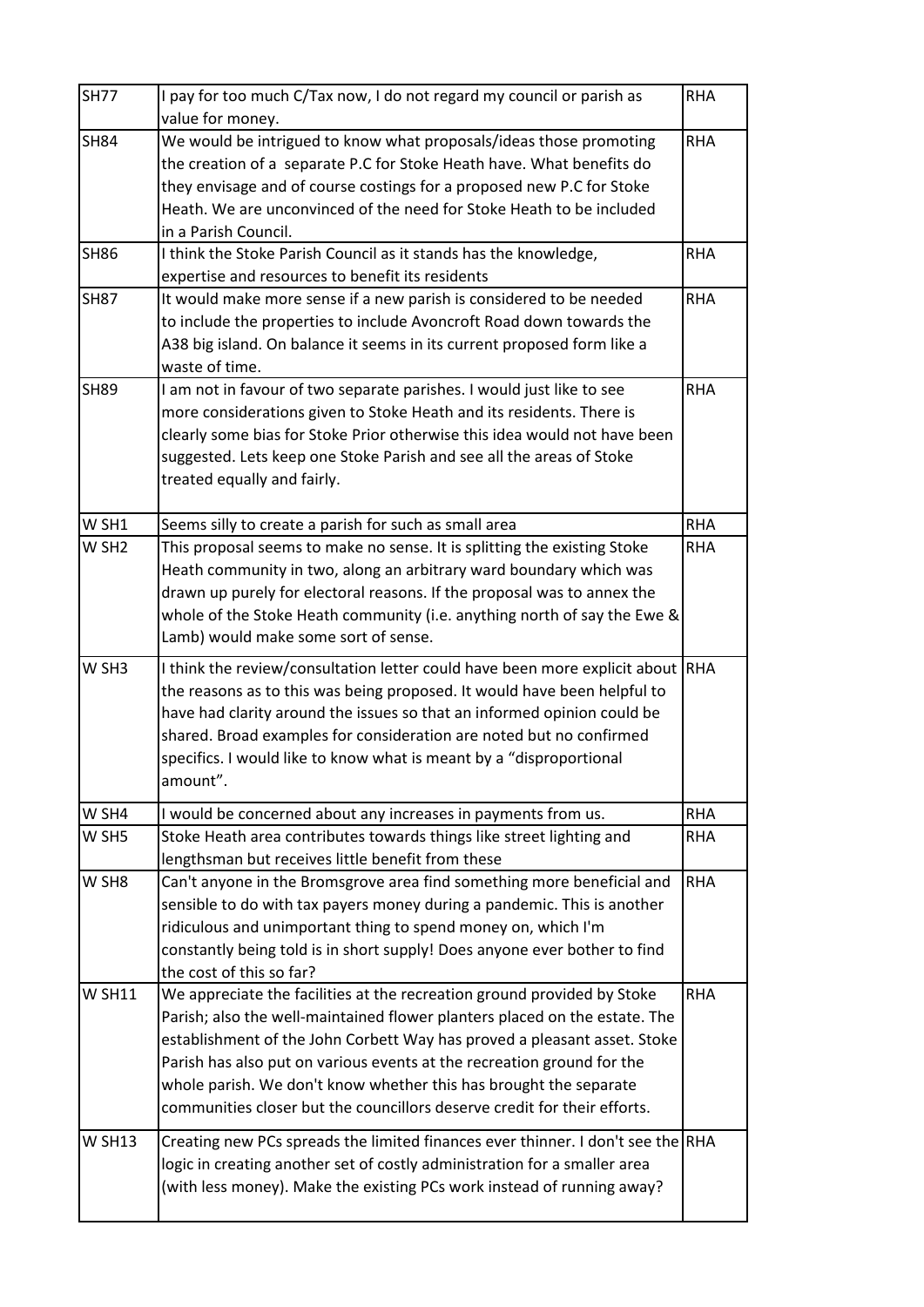| SH77 | I pay for too much C/Tax now, I do not regard my council or parish as value for money. | RHA |
|---|---|---|
| SH84 | We would be intrigued to know what proposals/ideas those promoting the creation of a separate P.C for Stoke Heath have. What benefits do they envisage and of course costings for a proposed new P.C for Stoke Heath. We are unconvinced of the need for Stoke Heath to be included in a Parish Council. | RHA |
| SH86 | I think the Stoke Parish Council as it stands has the knowledge, expertise and resources to benefit its residents | RHA |
| SH87 | It would make more sense if a new parish is considered to be needed to include the properties to include Avoncroft Road down towards the A38 big island. On balance it seems in its current proposed form like a waste of time. | RHA |
| SH89 | I am not in favour of two separate parishes. I would just like to see more considerations given to Stoke Heath and its residents. There is clearly some bias for Stoke Prior otherwise this idea would not have been suggested. Lets keep one Stoke Parish and see all the areas of Stoke treated equally and fairly. | RHA |
| W SH1 | Seems silly to create a parish for such as small area | RHA |
| W SH2 | This proposal seems to make no sense. It is splitting the existing Stoke Heath community in two, along an arbitrary ward boundary which was drawn up purely for electoral reasons. If the proposal was to annex the whole of the Stoke Heath community (i.e. anything north of say the Ewe & Lamb) would make some sort of sense. | RHA |
| W SH3 | I think the review/consultation letter could have been more explicit about the reasons as to this was being proposed. It would have been helpful to have had clarity around the issues so that an informed opinion could be shared. Broad examples for consideration are noted but no confirmed specifics. I would like to know what is meant by a "disproportional amount". | RHA |
| W SH4 | I would be concerned about any increases in payments from us. | RHA |
| W SH5 | Stoke Heath area contributes towards things like street lighting and lengthsman but receives little benefit from these | RHA |
| W SH8 | Can't anyone in the Bromsgrove area find something more beneficial and sensible to do with tax payers money during a pandemic. This is another ridiculous and unimportant thing to spend money on, which I'm constantly being told is in short supply! Does anyone ever bother to find the cost of this so far? | RHA |
| W SH11 | We appreciate the facilities at the recreation ground provided by Stoke Parish; also the well-maintained flower planters placed on the estate. The establishment of the John Corbett Way has proved a pleasant asset. Stoke Parish has also put on various events at the recreation ground for the whole parish. We don't know whether this has brought the separate communities closer but the councillors deserve credit for their efforts. | RHA |
| W SH13 | Creating new PCs spreads the limited finances ever thinner. I don't see the logic in creating another set of costly administration for a smaller area (with less money). Make the existing PCs work instead of running away? | RHA |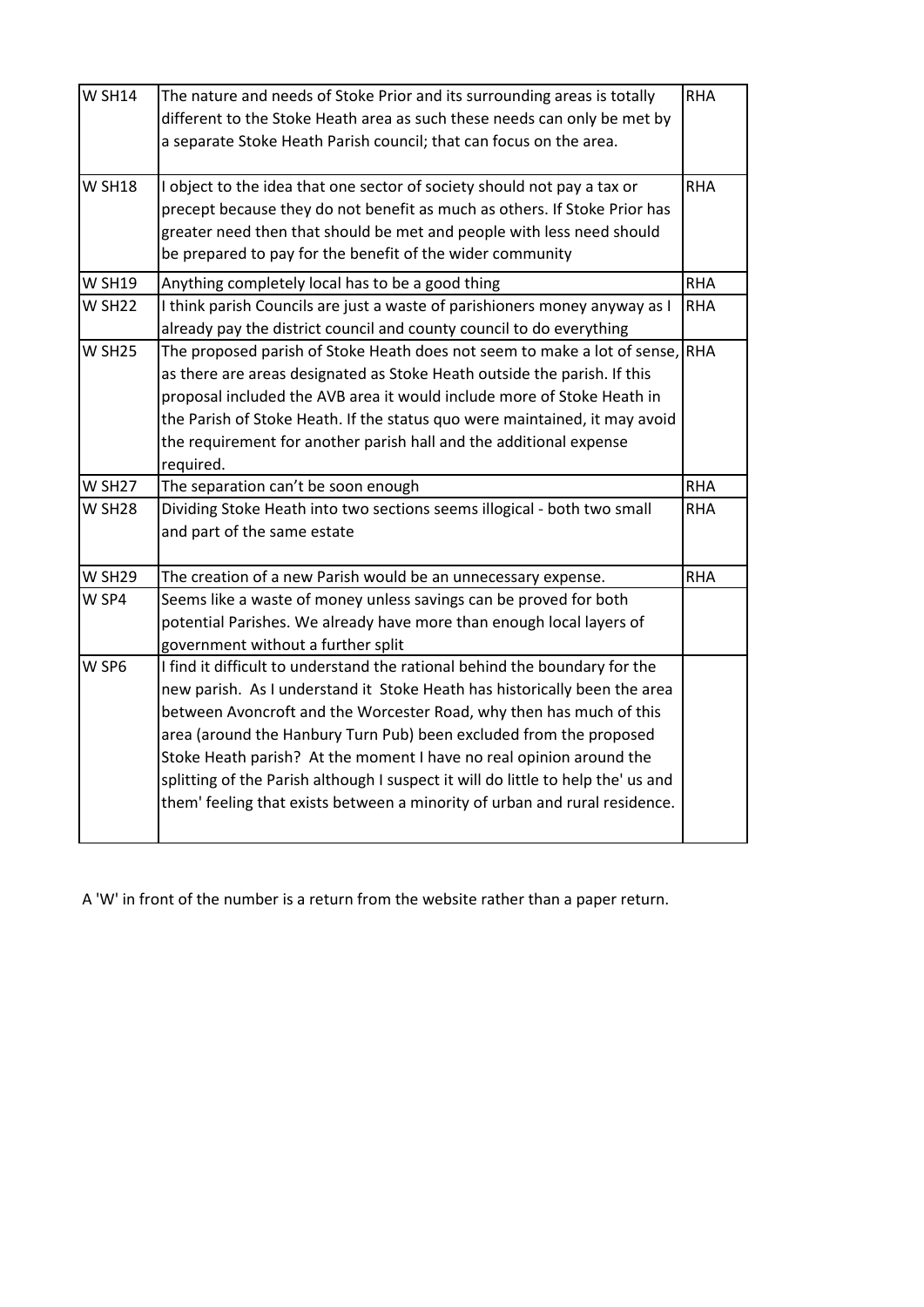| | | |
|---|---|---|
| W SH14 | The nature and needs of Stoke Prior and its surrounding areas is totally different to the Stoke Heath area as such these needs can only be met by a separate Stoke Heath Parish council; that can focus on the area. | RHA |
| W SH18 | I object to the idea that one sector of society should not pay a tax or precept because they do not benefit as much as others. If Stoke Prior has greater need then that should be met and people with less need should be prepared to pay for the benefit of the wider community | RHA |
| W SH19 | Anything completely local has to be a good thing | RHA |
| W SH22 | I think parish Councils are just a waste of parishioners money anyway as I already pay the district council and county council to do everything | RHA |
| W SH25 | The proposed parish of Stoke Heath does not seem to make a lot of sense, as there are areas designated as Stoke Heath outside the parish. If this proposal included the AVB area it would include more of Stoke Heath in the Parish of Stoke Heath. If the status quo were maintained, it may avoid the requirement for another parish hall and the additional expense required. | RHA |
| W SH27 | The separation can't be soon enough | RHA |
| W SH28 | Dividing Stoke Heath into two sections seems illogical - both two small and part of the same estate | RHA |
| W SH29 | The creation of a new Parish would be an unnecessary expense. | RHA |
| W SP4 | Seems like a waste of money unless savings can be proved for both potential Parishes. We already have more than enough local layers of government without a further split | |
| W SP6 | I find it difficult to understand the rational behind the boundary for the new parish. As I understand it Stoke Heath has historically been the area between Avoncroft and the Worcester Road, why then has much of this area (around the Hanbury Turn Pub) been excluded from the proposed Stoke Heath parish? At the moment I have no real opinion around the splitting of the Parish although I suspect it will do little to help the' us and them' feeling that exists between a minority of urban and rural residence. | |

A 'W' in front of the number is a return from the website rather than a paper return.